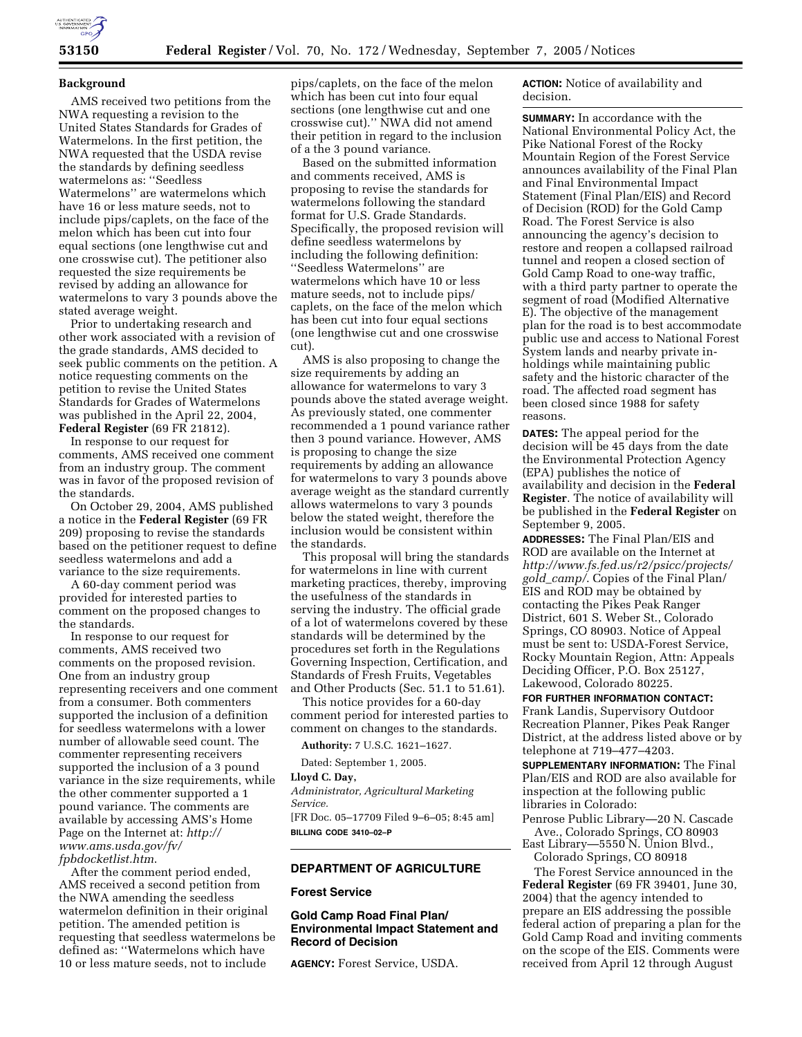## Background

AMS received two petitions from the NWA requesting a revision to the United States Standards for Grades of Watermelons. In the first petition, the NWA requested that the USDA revise the standards by defining seedless watermelons as: ''Seedless Watermelons'' are watermelons which have 16 or less mature seeds, not to include pips/caplets, on the face of the melon which has been cut into four equal sections (one lengthwise cut and one crosswise cut). The petitioner also requested the size requirements be revised by adding an allowance for watermelons to vary 3 pounds above the stated average weight.

Prior to undertaking research and other work associated with a revision of the grade standards, AMS decided to seek public comments on the petition. A notice requesting comments on the petition to revise the United States Standards for Grades of Watermelons was published in the April 22, 2004, **Federal Register** (69 FR 21812).

In response to our request for comments, AMS received one comment from an industry group. The comment was in favor of the proposed revision of the standards.

On October 29, 2004, AMS published a notice in the **Federal Register** (69 FR 209) proposing to revise the standards based on the petitioner request to define seedless watermelons and add a variance to the size requirements.

A 60-day comment period was provided for interested parties to comment on the proposed changes to the standards.

In response to our request for comments, AMS received two comments on the proposed revision. One from an industry group representing receivers and one comment from a consumer. Both commenters supported the inclusion of a definition for seedless watermelons with a lower number of allowable seed count. The commenter representing receivers supported the inclusion of a 3 pound variance in the size requirements, while the other commenter supported a 1 pound variance. The comments are available by accessing AMS's Home Page on the Internet at: *http://www.ams.usda.gov/fv/fpbdocketlist.htm.*

After the comment period ended, AMS received a second petition from the NWA amending the seedless watermelon definition in their original petition. The amended petition is requesting that seedless watermelons be defined as: ''Watermelons which have 10 or less mature seeds, not to include pips/caplets, on the face of the melon which has been cut into four equal sections (one lengthwise cut and one crosswise cut).'' NWA did not amend their petition in regard to the inclusion of a the 3 pound variance.

Based on the submitted information and comments received, AMS is proposing to revise the standards for watermelons following the standard format for U.S. Grade Standards. Specifically, the proposed revision will define seedless watermelons by including the following definition: ''Seedless Watermelons'' are watermelons which have 10 or less mature seeds, not to include pips/caplets, on the face of the melon which has been cut into four equal sections (one lengthwise cut and one crosswise cut).

AMS is also proposing to change the size requirements by adding an allowance for watermelons to vary 3 pounds above the stated average weight. As previously stated, one commenter recommended a 1 pound variance rather then 3 pound variance. However, AMS is proposing to change the size requirements by adding an allowance for watermelons to vary 3 pounds above average weight as the standard currently allows watermelons to vary 3 pounds below the stated weight, therefore the inclusion would be consistent within the standards.

This proposal will bring the standards for watermelons in line with current marketing practices, thereby, improving the usefulness of the standards in serving the industry. The official grade of a lot of watermelons covered by these standards will be determined by the procedures set forth in the Regulations Governing Inspection, Certification, and Standards of Fresh Fruits, Vegetables and Other Products (Sec. 51.1 to 51.61).

This notice provides for a 60-day comment period for interested parties to comment on changes to the standards.

**Authority:** 7 U.S.C. 1621–1627.

Dated: September 1, 2005.

**Lloyd C. Day,**

*Administrator, Agricultural Marketing Service.*

[FR Doc. 05–17709 Filed 9–6–05; 8:45 am]

**BILLING CODE 3410–02–P**

---

## DEPARTMENT OF AGRICULTURE

### Forest Service

### Gold Camp Road Final Plan/Environmental Impact Statement and Record of Decision

**AGENCY:** Forest Service, USDA.

**ACTION:** Notice of availability and decision.

**SUMMARY:** In accordance with the National Environmental Policy Act, the Pike National Forest of the Rocky Mountain Region of the Forest Service announces availability of the Final Plan and Final Environmental Impact Statement (Final Plan/EIS) and Record of Decision (ROD) for the Gold Camp Road. The Forest Service is also announcing the agency's decision to restore and reopen a collapsed railroad tunnel and reopen a closed section of Gold Camp Road to one-way traffic, with a third party partner to operate the segment of road (Modified Alternative E). The objective of the management plan for the road is to best accommodate public use and access to National Forest System lands and nearby private in-holdings while maintaining public safety and the historic character of the road. The affected road segment has been closed since 1988 for safety reasons.

**DATES:** The appeal period for the decision will be 45 days from the date the Environmental Protection Agency (EPA) publishes the notice of availability and decision in the **Federal Register**. The notice of availability will be published in the **Federal Register** on September 9, 2005.

**ADDRESSES:** The Final Plan/EIS and ROD are available on the Internet at *http://www.fs.fed.us/r2/psicc/projects/gold_camp/*. Copies of the Final Plan/EIS and ROD may be obtained by contacting the Pikes Peak Ranger District, 601 S. Weber St., Colorado Springs, CO 80903. Notice of Appeal must be sent to: USDA-Forest Service, Rocky Mountain Region, Attn: Appeals Deciding Officer, P.O. Box 25127, Lakewood, Colorado 80225.

**FOR FURTHER INFORMATION CONTACT:** Frank Landis, Supervisory Outdoor Recreation Planner, Pikes Peak Ranger District, at the address listed above or by telephone at 719–477–4203.

**SUPPLEMENTARY INFORMATION:** The Final Plan/EIS and ROD are also available for inspection at the following public libraries in Colorado:

Penrose Public Library—20 N. Cascade Ave., Colorado Springs, CO 80903

East Library—5550 N. Union Blvd., Colorado Springs, CO 80918

The Forest Service announced in the **Federal Register** (69 FR 39401, June 30, 2004) that the agency intended to prepare an EIS addressing the possible federal action of preparing a plan for the Gold Camp Road and inviting comments on the scope of the EIS. Comments were received from April 12 through August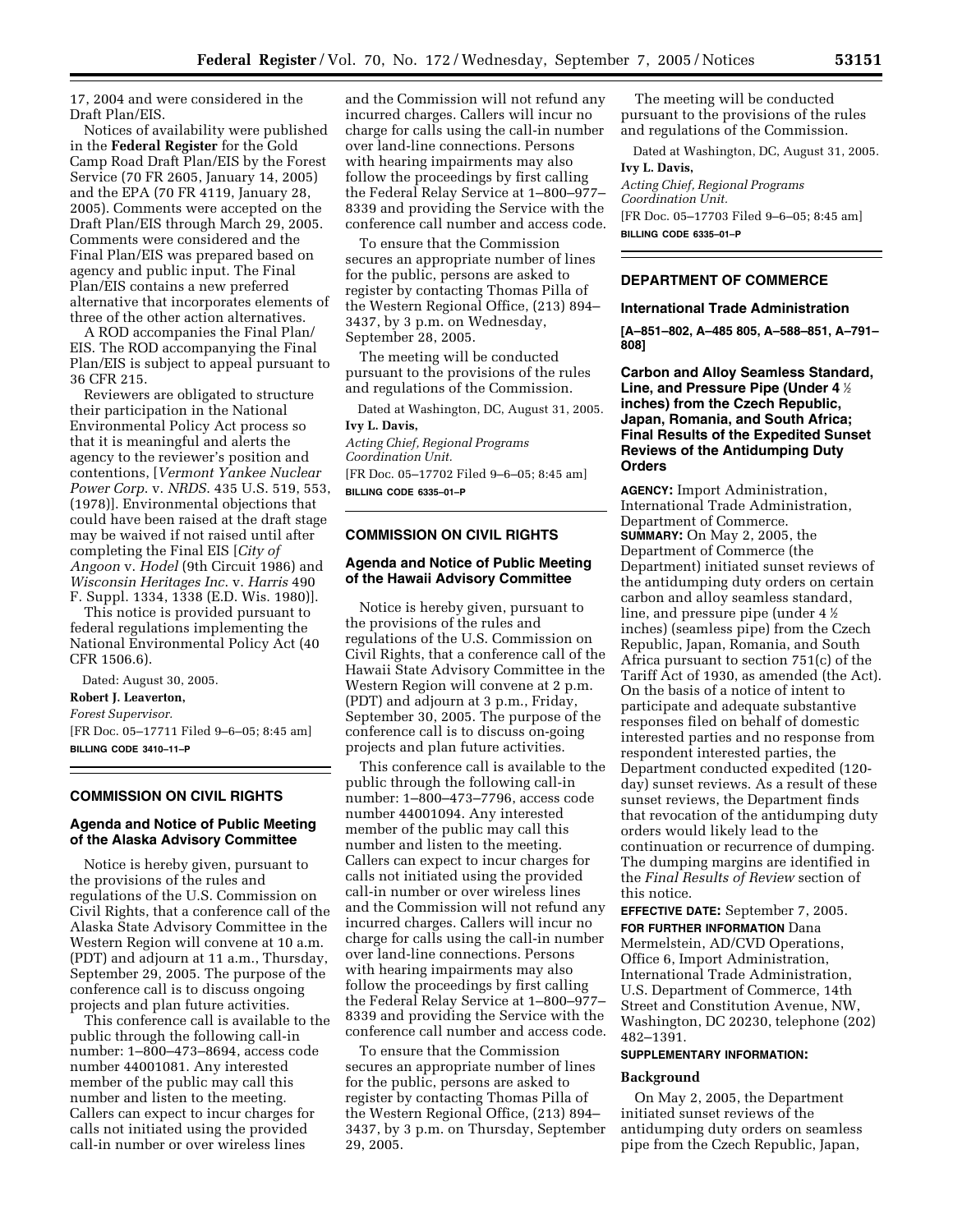17, 2004 and were considered in the Draft Plan/EIS.

Notices of availability were published in the **Federal Register** for the Gold Camp Road Draft Plan/EIS by the Forest Service (70 FR 2605, January 14, 2005) and the EPA (70 FR 4119, January 28, 2005). Comments were accepted on the Draft Plan/EIS through March 29, 2005. Comments were considered and the Final Plan/EIS was prepared based on agency and public input. The Final Plan/EIS contains a new preferred alternative that incorporates elements of three of the other action alternatives.

A ROD accompanies the Final Plan/EIS. The ROD accompanying the Final Plan/EIS is subject to appeal pursuant to 36 CFR 215.

Reviewers are obligated to structure their participation in the National Environmental Policy Act process so that it is meaningful and alerts the agency to the reviewer's position and contentions, [*Vermont Yankee Nuclear Power Corp.* v. *NRDS.* 435 U.S. 519, 553, (1978)]. Environmental objections that could have been raised at the draft stage may be waived if not raised until after completing the Final EIS [*City of Angoon* v. *Hodel* (9th Circuit 1986) and *Wisconsin Heritages Inc.* v. *Harris* 490 F. Suppl. 1334, 1338 (E.D. Wis. 1980)].

This notice is provided pursuant to federal regulations implementing the National Environmental Policy Act (40 CFR 1506.6).

Dated: August 30, 2005.

**Robert J. Leaverton,**

*Forest Supervisor.*

[FR Doc. 05–17711 Filed 9–6–05; 8:45 am]

**BILLING CODE 3410–11–P**

## COMMISSION ON CIVIL RIGHTS

### Agenda and Notice of Public Meeting of the Alaska Advisory Committee

Notice is hereby given, pursuant to the provisions of the rules and regulations of the U.S. Commission on Civil Rights, that a conference call of the Alaska State Advisory Committee in the Western Region will convene at 10 a.m. (PDT) and adjourn at 11 a.m., Thursday, September 29, 2005. The purpose of the conference call is to discuss ongoing projects and plan future activities.

This conference call is available to the public through the following call-in number: 1–800–473–8694, access code number 44001081. Any interested member of the public may call this number and listen to the meeting. Callers can expect to incur charges for calls not initiated using the provided call-in number or over wireless lines and the Commission will not refund any incurred charges. Callers will incur no charge for calls using the call-in number over land-line connections. Persons with hearing impairments may also follow the proceedings by first calling the Federal Relay Service at 1–800–977–8339 and providing the Service with the conference call number and access code.

To ensure that the Commission secures an appropriate number of lines for the public, persons are asked to register by contacting Thomas Pilla of the Western Regional Office, (213) 894–3437, by 3 p.m. on Wednesday, September 28, 2005.

The meeting will be conducted pursuant to the provisions of the rules and regulations of the Commission.

Dated at Washington, DC, August 31, 2005.

**Ivy L. Davis,**

*Acting Chief, Regional Programs Coordination Unit.*

[FR Doc. 05–17702 Filed 9–6–05; 8:45 am]

**BILLING CODE 6335–01–P**

## COMMISSION ON CIVIL RIGHTS

### Agenda and Notice of Public Meeting of the Hawaii Advisory Committee

Notice is hereby given, pursuant to the provisions of the rules and regulations of the U.S. Commission on Civil Rights, that a conference call of the Hawaii State Advisory Committee in the Western Region will convene at 2 p.m. (PDT) and adjourn at 3 p.m., Friday, September 30, 2005. The purpose of the conference call is to discuss on-going projects and plan future activities.

This conference call is available to the public through the following call-in number: 1–800–473–7796, access code number 44001094. Any interested member of the public may call this number and listen to the meeting. Callers can expect to incur charges for calls not initiated using the provided call-in number or over wireless lines and the Commission will not refund any incurred charges. Callers will incur no charge for calls using the call-in number over land-line connections. Persons with hearing impairments may also follow the proceedings by first calling the Federal Relay Service at 1–800–977–8339 and providing the Service with the conference call number and access code.

To ensure that the Commission secures an appropriate number of lines for the public, persons are asked to register by contacting Thomas Pilla of the Western Regional Office, (213) 894–3437, by 3 p.m. on Thursday, September 29, 2005.

The meeting will be conducted pursuant to the provisions of the rules and regulations of the Commission.

Dated at Washington, DC, August 31, 2005.

**Ivy L. Davis,**

*Acting Chief, Regional Programs Coordination Unit.*

[FR Doc. 05–17703 Filed 9–6–05; 8:45 am]

**BILLING CODE 6335–01–P**

## DEPARTMENT OF COMMERCE

### International Trade Administration

**[A–851–802, A–485 805, A–588–851, A–791–808]**

### Carbon and Alloy Seamless Standard, Line, and Pressure Pipe (Under 4 ½ inches) from the Czech Republic, Japan, Romania, and South Africa; Final Results of the Expedited Sunset Reviews of the Antidumping Duty Orders

**AGENCY:** Import Administration, International Trade Administration, Department of Commerce.

**SUMMARY:** On May 2, 2005, the Department of Commerce (the Department) initiated sunset reviews of the antidumping duty orders on certain carbon and alloy seamless standard, line, and pressure pipe (under 4 ½ inches) (seamless pipe) from the Czech Republic, Japan, Romania, and South Africa pursuant to section 751(c) of the Tariff Act of 1930, as amended (the Act). On the basis of a notice of intent to participate and adequate substantive responses filed on behalf of domestic interested parties and no response from respondent interested parties, the Department conducted expedited (120-day) sunset reviews. As a result of these sunset reviews, the Department finds that revocation of the antidumping duty orders would likely lead to the continuation or recurrence of dumping. The dumping margins are identified in the *Final Results of Review* section of this notice.

**EFFECTIVE DATE:** September 7, 2005.

**FOR FURTHER INFORMATION** Dana Mermelstein, AD/CVD Operations, Office 6, Import Administration, International Trade Administration, U.S. Department of Commerce, 14th Street and Constitution Avenue, NW, Washington, DC 20230, telephone (202) 482–1391.

**SUPPLEMENTARY INFORMATION:**

#### Background

On May 2, 2005, the Department initiated sunset reviews of the antidumping duty orders on seamless pipe from the Czech Republic, Japan,